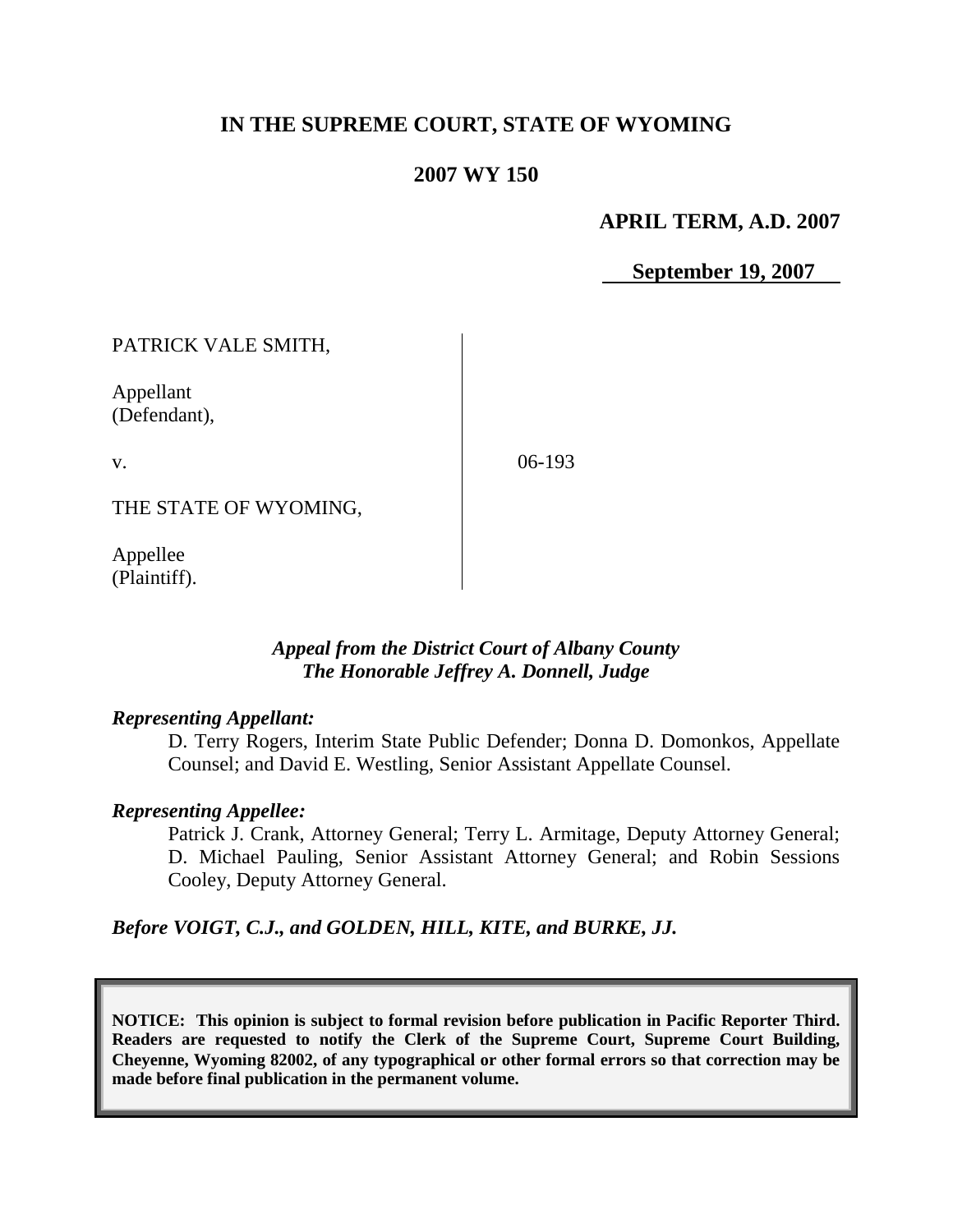# IN THE SUPREME COURT, STATE OF WYOMING

## 2007 WY 150

**APRIL TERM, A.D. 2007**

**September 19, 2007**

PATRICK VALE SMITH,

Appellant
(Defendant),

v.

06-193

THE STATE OF WYOMING,

Appellee
(Plaintiff).

*Appeal from the District Court of Albany County*
*The Honorable Jeffrey A. Donnell, Judge*

*Representing Appellant:*

D. Terry Rogers, Interim State Public Defender; Donna D. Domonkos, Appellate Counsel; and David E. Westling, Senior Assistant Appellate Counsel.

*Representing Appellee:*

Patrick J. Crank, Attorney General; Terry L. Armitage, Deputy Attorney General; D. Michael Pauling, Senior Assistant Attorney General; and Robin Sessions Cooley, Deputy Attorney General.

***Before VOIGT, C.J., and GOLDEN, HILL, KITE, and BURKE, JJ.***

**NOTICE: This opinion is subject to formal revision before publication in Pacific Reporter Third. Readers are requested to notify the Clerk of the Supreme Court, Supreme Court Building, Cheyenne, Wyoming 82002, of any typographical or other formal errors so that correction may be made before final publication in the permanent volume.**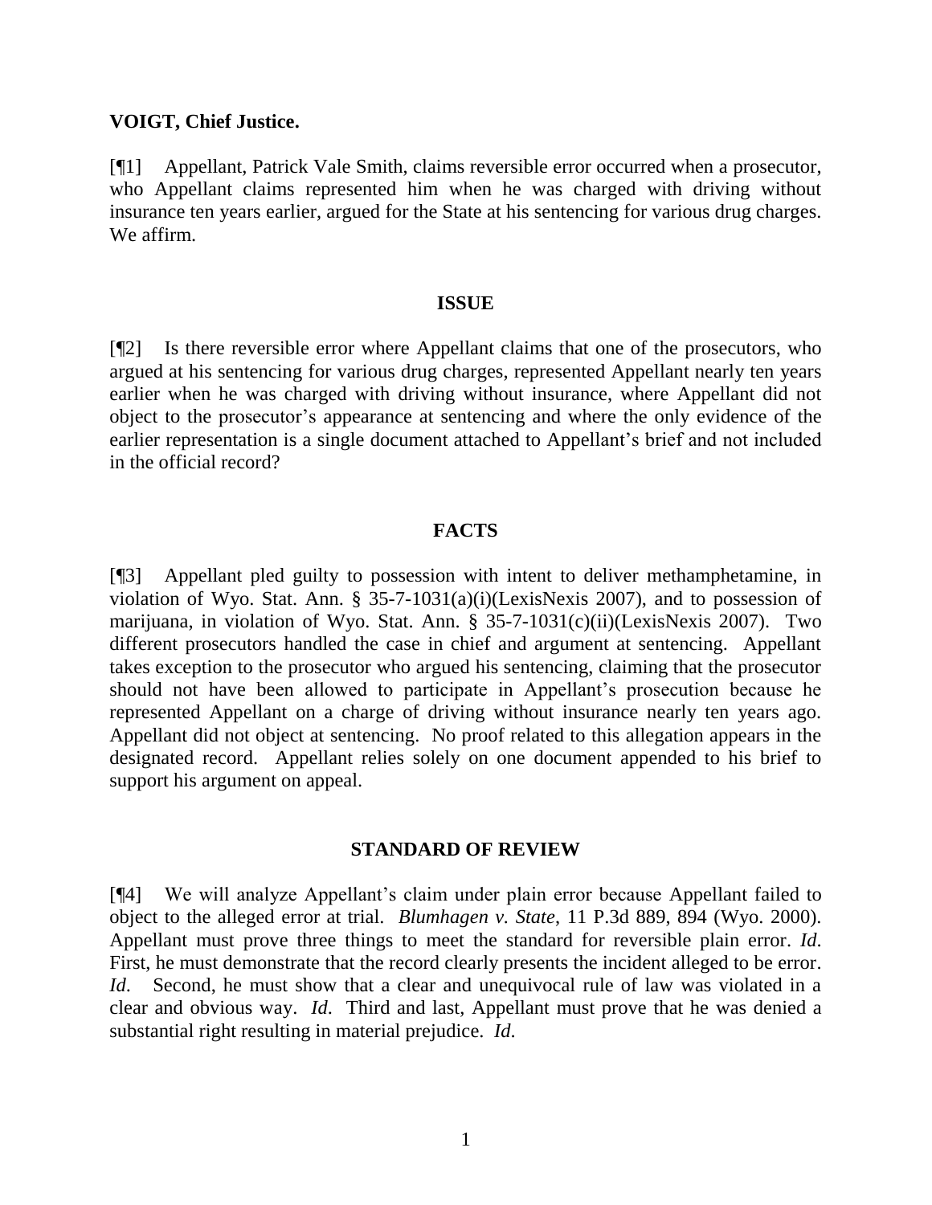**VOIGT, Chief Justice.**

[¶1] Appellant, Patrick Vale Smith, claims reversible error occurred when a prosecutor, who Appellant claims represented him when he was charged with driving without insurance ten years earlier, argued for the State at his sentencing for various drug charges. We affirm.

## ISSUE

[¶2] Is there reversible error where Appellant claims that one of the prosecutors, who argued at his sentencing for various drug charges, represented Appellant nearly ten years earlier when he was charged with driving without insurance, where Appellant did not object to the prosecutor's appearance at sentencing and where the only evidence of the earlier representation is a single document attached to Appellant's brief and not included in the official record?

## FACTS

[¶3] Appellant pled guilty to possession with intent to deliver methamphetamine, in violation of Wyo. Stat. Ann. § 35-7-1031(a)(i)(LexisNexis 2007), and to possession of marijuana, in violation of Wyo. Stat. Ann. § 35-7-1031(c)(ii)(LexisNexis 2007). Two different prosecutors handled the case in chief and argument at sentencing. Appellant takes exception to the prosecutor who argued his sentencing, claiming that the prosecutor should not have been allowed to participate in Appellant's prosecution because he represented Appellant on a charge of driving without insurance nearly ten years ago. Appellant did not object at sentencing. No proof related to this allegation appears in the designated record. Appellant relies solely on one document appended to his brief to support his argument on appeal.

## STANDARD OF REVIEW

[¶4] We will analyze Appellant's claim under plain error because Appellant failed to object to the alleged error at trial. *Blumhagen v. State*, 11 P.3d 889, 894 (Wyo. 2000). Appellant must prove three things to meet the standard for reversible plain error. *Id*. First, he must demonstrate that the record clearly presents the incident alleged to be error. *Id*. Second, he must show that a clear and unequivocal rule of law was violated in a clear and obvious way. *Id*. Third and last, Appellant must prove that he was denied a substantial right resulting in material prejudice. *Id*.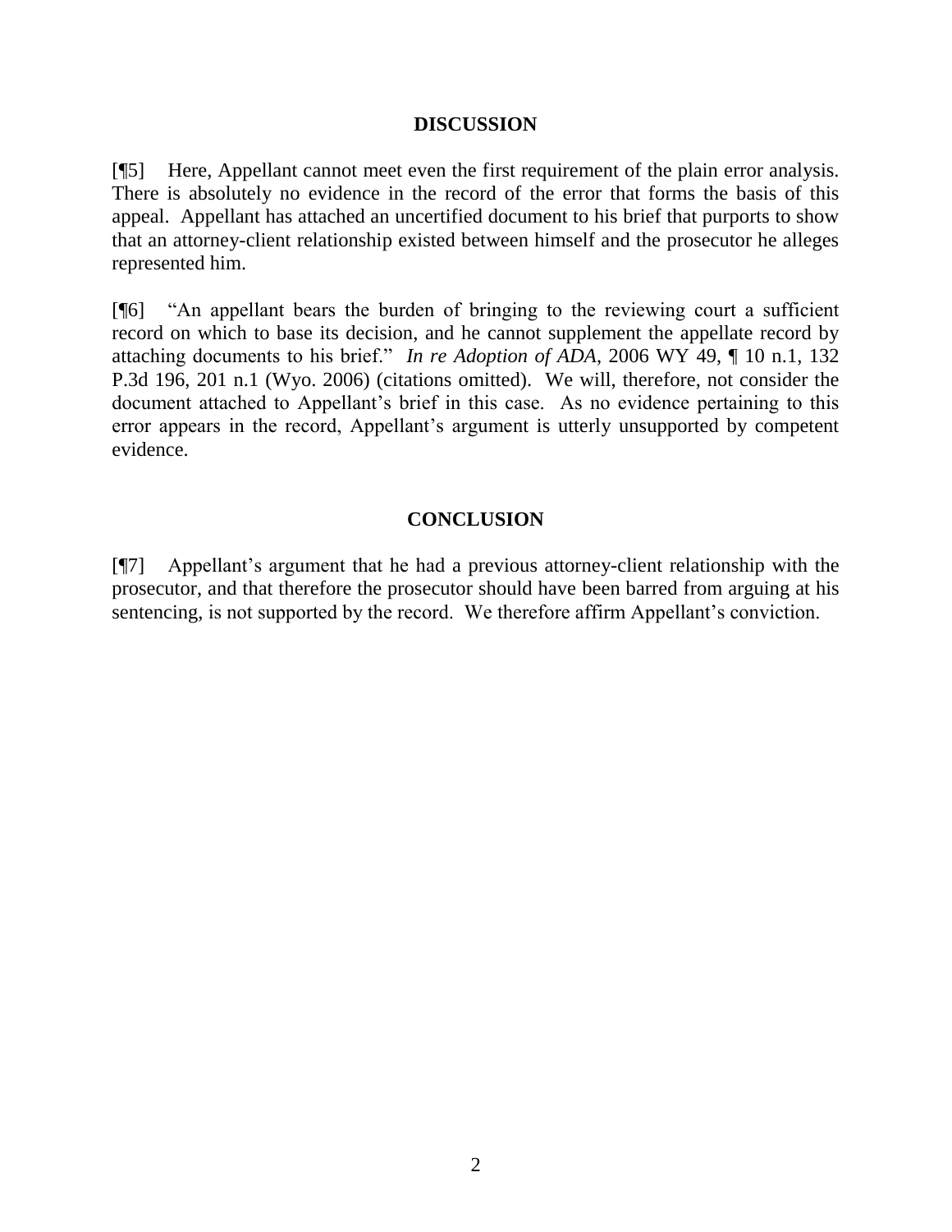## DISCUSSION

[¶5] Here, Appellant cannot meet even the first requirement of the plain error analysis. There is absolutely no evidence in the record of the error that forms the basis of this appeal. Appellant has attached an uncertified document to his brief that purports to show that an attorney-client relationship existed between himself and the prosecutor he alleges represented him.

[¶6] "An appellant bears the burden of bringing to the reviewing court a sufficient record on which to base its decision, and he cannot supplement the appellate record by attaching documents to his brief." *In re Adoption of ADA*, 2006 WY 49, ¶ 10 n.1, 132 P.3d 196, 201 n.1 (Wyo. 2006) (citations omitted). We will, therefore, not consider the document attached to Appellant's brief in this case. As no evidence pertaining to this error appears in the record, Appellant's argument is utterly unsupported by competent evidence.

## CONCLUSION

[¶7] Appellant's argument that he had a previous attorney-client relationship with the prosecutor, and that therefore the prosecutor should have been barred from arguing at his sentencing, is not supported by the record. We therefore affirm Appellant's conviction.